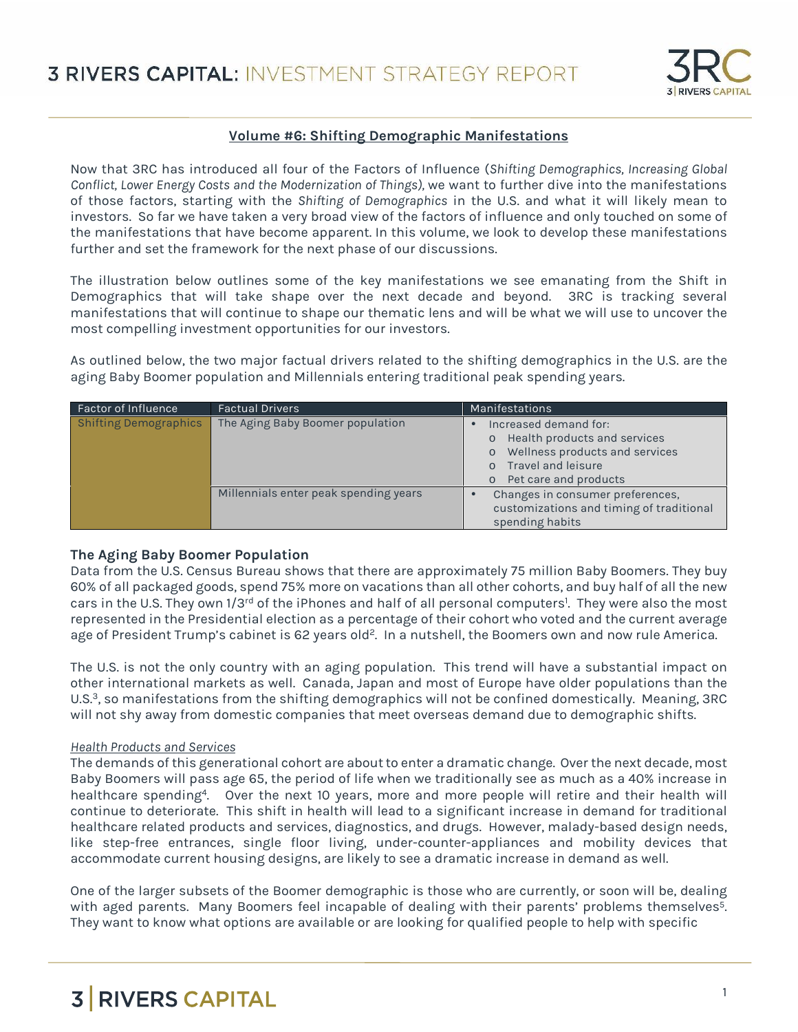# 3 RIVERS CAPITAL: INVESTMENT STRATEGY REPORT

## Volume #6: Shifting Demographic Manifestations

Now that 3RC has introduced all four of the Factors of Influence (*Shifting Demographics, Increasing Global Conflict, Lower Energy Costs and the Modernization of Things*), we want to further dive into the manifestations of those factors, starting with the *Shifting of Demographics* in the U.S. and what it will likely mean to investors. So far we have taken a very broad view of the factors of influence and only touched on some of the manifestations that have become apparent. In this volume, we look to develop these manifestations further and set the framework for the next phase of our discussions.

The illustration below outlines some of the key manifestations we see emanating from the Shift in Demographics that will take shape over the next decade and beyond. 3RC is tracking several manifestations that will continue to shape our thematic lens and will be what we will use to uncover the most compelling investment opportunities for our investors.

As outlined below, the two major factual drivers related to the shifting demographics in the U.S. are the aging Baby Boomer population and Millennials entering traditional peak spending years.

| Factor of Influence | Factual Drivers | Manifestations |
|---|---|---|
| Shifting Demographics | The Aging Baby Boomer population | • Increased demand for:<br>o Health products and services<br>o Wellness products and services<br>o Travel and leisure<br>o Pet care and products |
| | Millennials enter peak spending years | • Changes in consumer preferences, customizations and timing of traditional spending habits |

### The Aging Baby Boomer Population

Data from the U.S. Census Bureau shows that there are approximately 75 million Baby Boomers. They buy 60% of all packaged goods, spend 75% more on vacations than all other cohorts, and buy half of all the new cars in the U.S. They own 1/3rd of the iPhones and half of all personal computers[1]. They were also the most represented in the Presidential election as a percentage of their cohort who voted and the current average age of President Trump's cabinet is 62 years old[2]. In a nutshell, the Boomers own and now rule America.

The U.S. is not the only country with an aging population. This trend will have a substantial impact on other international markets as well. Canada, Japan and most of Europe have older populations than the U.S.[3], so manifestations from the shifting demographics will not be confined domestically. Meaning, 3RC will not shy away from domestic companies that meet overseas demand due to demographic shifts.

#### *Health Products and Services*

The demands of this generational cohort are about to enter a dramatic change. Over the next decade, most Baby Boomers will pass age 65, the period of life when we traditionally see as much as a 40% increase in healthcare spending[4]. Over the next 10 years, more and more people will retire and their health will continue to deteriorate. This shift in health will lead to a significant increase in demand for traditional healthcare related products and services, diagnostics, and drugs. However, malady-based design needs, like step-free entrances, single floor living, under-counter-appliances and mobility devices that accommodate current housing designs, are likely to see a dramatic increase in demand as well.

One of the larger subsets of the Boomer demographic is those who are currently, or soon will be, dealing with aged parents. Many Boomers feel incapable of dealing with their parents' problems themselves[5]. They want to know what options are available or are looking for qualified people to help with specific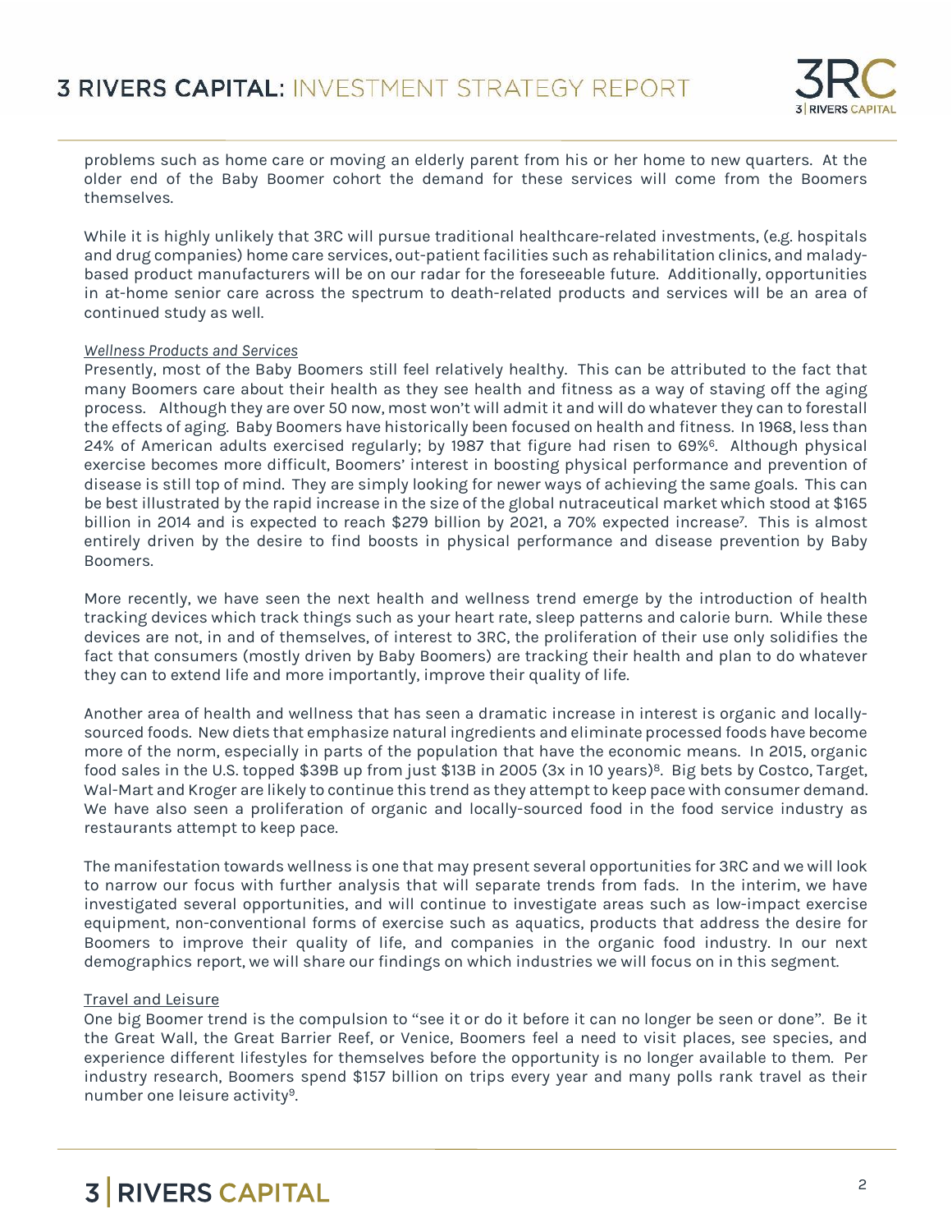problems such as home care or moving an elderly parent from his or her home to new quarters. At the older end of the Baby Boomer cohort the demand for these services will come from the Boomers themselves.

While it is highly unlikely that 3RC will pursue traditional healthcare-related investments, (e.g. hospitals and drug companies) home care services, out-patient facilities such as rehabilitation clinics, and malady-based product manufacturers will be on our radar for the foreseeable future. Additionally, opportunities in at-home senior care across the spectrum to death-related products and services will be an area of continued study as well.

*Wellness Products and Services*

Presently, most of the Baby Boomers still feel relatively healthy. This can be attributed to the fact that many Boomers care about their health as they see health and fitness as a way of staving off the aging process. Although they are over 50 now, most won't will admit it and will do whatever they can to forestall the effects of aging. Baby Boomers have historically been focused on health and fitness. In 1968, less than 24% of American adults exercised regularly; by 1987 that figure had risen to 69%[6]. Although physical exercise becomes more difficult, Boomers' interest in boosting physical performance and prevention of disease is still top of mind. They are simply looking for newer ways of achieving the same goals. This can be best illustrated by the rapid increase in the size of the global nutraceutical market which stood at $165 billion in 2014 and is expected to reach $279 billion by 2021, a 70% expected increase[7]. This is almost entirely driven by the desire to find boosts in physical performance and disease prevention by Baby Boomers.

More recently, we have seen the next health and wellness trend emerge by the introduction of health tracking devices which track things such as your heart rate, sleep patterns and calorie burn. While these devices are not, in and of themselves, of interest to 3RC, the proliferation of their use only solidifies the fact that consumers (mostly driven by Baby Boomers) are tracking their health and plan to do whatever they can to extend life and more importantly, improve their quality of life.

Another area of health and wellness that has seen a dramatic increase in interest is organic and locally-sourced foods. New diets that emphasize natural ingredients and eliminate processed foods have become more of the norm, especially in parts of the population that have the economic means. In 2015, organic food sales in the U.S. topped $39B up from just $13B in 2005 (3x in 10 years)[8]. Big bets by Costco, Target, Wal-Mart and Kroger are likely to continue this trend as they attempt to keep pace with consumer demand. We have also seen a proliferation of organic and locally-sourced food in the food service industry as restaurants attempt to keep pace.

The manifestation towards wellness is one that may present several opportunities for 3RC and we will look to narrow our focus with further analysis that will separate trends from fads. In the interim, we have investigated several opportunities, and will continue to investigate areas such as low-impact exercise equipment, non-conventional forms of exercise such as aquatics, products that address the desire for Boomers to improve their quality of life, and companies in the organic food industry. In our next demographics report, we will share our findings on which industries we will focus on in this segment.

Travel and Leisure

One big Boomer trend is the compulsion to "see it or do it before it can no longer be seen or done". Be it the Great Wall, the Great Barrier Reef, or Venice, Boomers feel a need to visit places, see species, and experience different lifestyles for themselves before the opportunity is no longer available to them. Per industry research, Boomers spend $157 billion on trips every year and many polls rank travel as their number one leisure activity[9].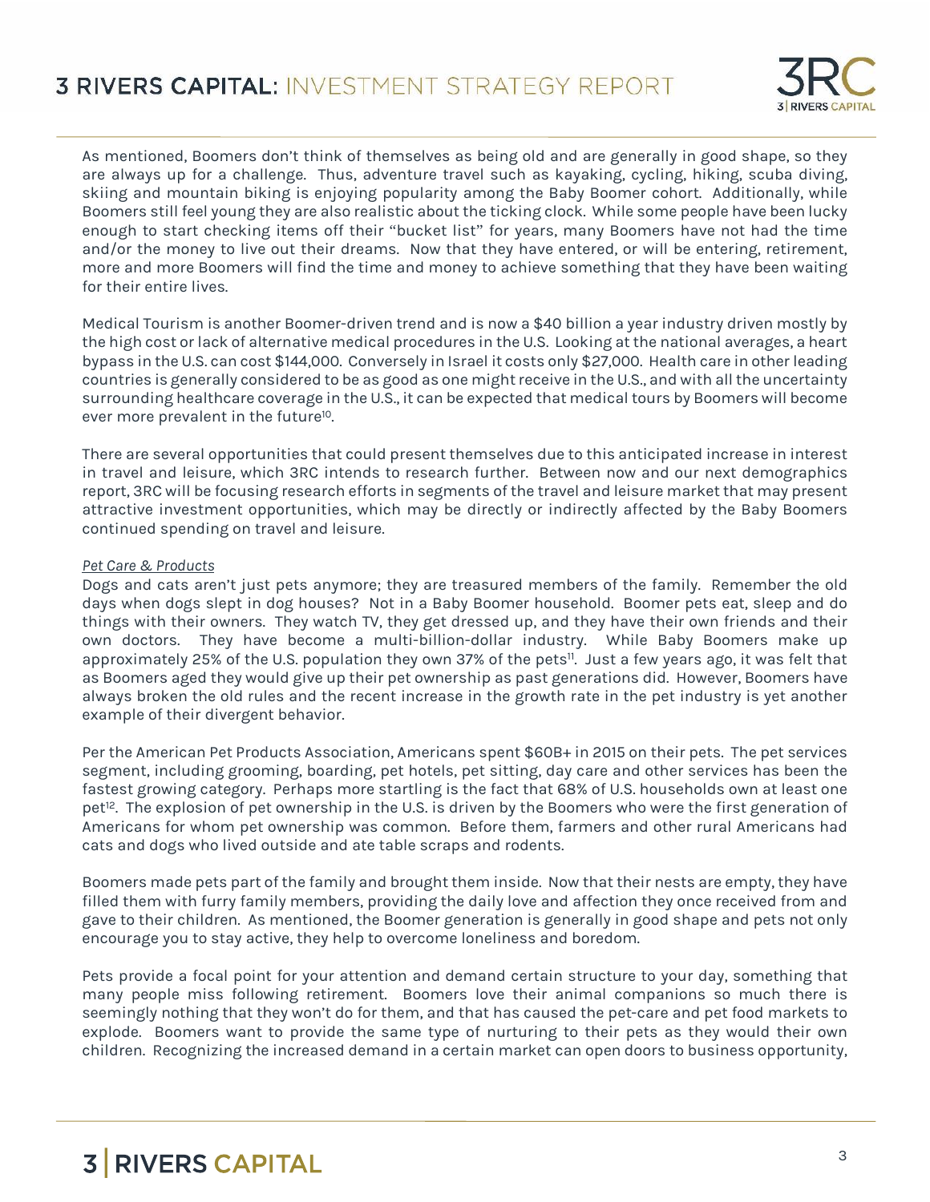As mentioned, Boomers don't think of themselves as being old and are generally in good shape, so they are always up for a challenge. Thus, adventure travel such as kayaking, cycling, hiking, scuba diving, skiing and mountain biking is enjoying popularity among the Baby Boomer cohort. Additionally, while Boomers still feel young they are also realistic about the ticking clock. While some people have been lucky enough to start checking items off their "bucket list" for years, many Boomers have not had the time and/or the money to live out their dreams. Now that they have entered, or will be entering, retirement, more and more Boomers will find the time and money to achieve something that they have been waiting for their entire lives.

Medical Tourism is another Boomer-driven trend and is now a $40 billion a year industry driven mostly by the high cost or lack of alternative medical procedures in the U.S. Looking at the national averages, a heart bypass in the U.S. can cost $144,000. Conversely in Israel it costs only $27,000. Health care in other leading countries is generally considered to be as good as one might receive in the U.S., and with all the uncertainty surrounding healthcare coverage in the U.S., it can be expected that medical tours by Boomers will become ever more prevalent in the future[10].

There are several opportunities that could present themselves due to this anticipated increase in interest in travel and leisure, which 3RC intends to research further. Between now and our next demographics report, 3RC will be focusing research efforts in segments of the travel and leisure market that may present attractive investment opportunities, which may be directly or indirectly affected by the Baby Boomers continued spending on travel and leisure.

*Pet Care & Products*

Dogs and cats aren't just pets anymore; they are treasured members of the family. Remember the old days when dogs slept in dog houses? Not in a Baby Boomer household. Boomer pets eat, sleep and do things with their owners. They watch TV, they get dressed up, and they have their own friends and their own doctors. They have become a multi-billion-dollar industry. While Baby Boomers make up approximately 25% of the U.S. population they own 37% of the pets[11]. Just a few years ago, it was felt that as Boomers aged they would give up their pet ownership as past generations did. However, Boomers have always broken the old rules and the recent increase in the growth rate in the pet industry is yet another example of their divergent behavior.

Per the American Pet Products Association, Americans spent $60B+ in 2015 on their pets. The pet services segment, including grooming, boarding, pet hotels, pet sitting, day care and other services has been the fastest growing category. Perhaps more startling is the fact that 68% of U.S. households own at least one pet[12]. The explosion of pet ownership in the U.S. is driven by the Boomers who were the first generation of Americans for whom pet ownership was common. Before them, farmers and other rural Americans had cats and dogs who lived outside and ate table scraps and rodents.

Boomers made pets part of the family and brought them inside. Now that their nests are empty, they have filled them with furry family members, providing the daily love and affection they once received from and gave to their children. As mentioned, the Boomer generation is generally in good shape and pets not only encourage you to stay active, they help to overcome loneliness and boredom.

Pets provide a focal point for your attention and demand certain structure to your day, something that many people miss following retirement. Boomers love their animal companions so much there is seemingly nothing that they won't do for them, and that has caused the pet-care and pet food markets to explode. Boomers want to provide the same type of nurturing to their pets as they would their own children. Recognizing the increased demand in a certain market can open doors to business opportunity,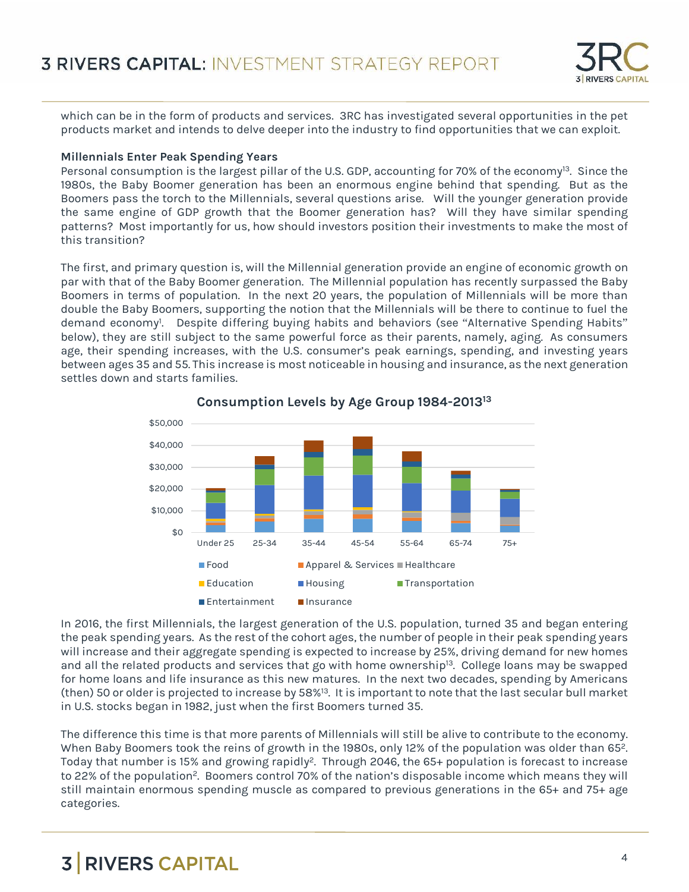which can be in the form of products and services. 3RC has investigated several opportunities in the pet products market and intends to delve deeper into the industry to find opportunities that we can exploit.

**Millennials Enter Peak Spending Years**

Personal consumption is the largest pillar of the U.S. GDP, accounting for 70% of the economy[13]. Since the 1980s, the Baby Boomer generation has been an enormous engine behind that spending. But as the Boomers pass the torch to the Millennials, several questions arise. Will the younger generation provide the same engine of GDP growth that the Boomer generation has? Will they have similar spending patterns? Most importantly for us, how should investors position their investments to make the most of this transition?

The first, and primary question is, will the Millennial generation provide an engine of economic growth on par with that of the Baby Boomer generation. The Millennial population has recently surpassed the Baby Boomers in terms of population. In the next 20 years, the population of Millennials will be more than double the Baby Boomers, supporting the notion that the Millennials will be there to continue to fuel the demand economy[1]. Despite differing buying habits and behaviors (see "Alternative Spending Habits" below), they are still subject to the same powerful force as their parents, namely, aging. As consumers age, their spending increases, with the U.S. consumer's peak earnings, spending, and investing years between ages 35 and 55. This increase is most noticeable in housing and insurance, as the next generation settles down and starts families.

**Consumption Levels by Age Group 1984-2013[13]**

In 2016, the first Millennials, the largest generation of the U.S. population, turned 35 and began entering the peak spending years. As the rest of the cohort ages, the number of people in their peak spending years will increase and their aggregate spending is expected to increase by 25%, driving demand for new homes and all the related products and services that go with home ownership[13]. College loans may be swapped for home loans and life insurance as this new matures. In the next two decades, spending by Americans (then) 50 or older is projected to increase by 58%[13]. It is important to note that the last secular bull market in U.S. stocks began in 1982, just when the first Boomers turned 35.

The difference this time is that more parents of Millennials will still be alive to contribute to the economy. When Baby Boomers took the reins of growth in the 1980s, only 12% of the population was older than 65[2]. Today that number is 15% and growing rapidly[2]. Through 2046, the 65+ population is forecast to increase to 22% of the population[2]. Boomers control 70% of the nation's disposable income which means they will still maintain enormous spending muscle as compared to previous generations in the 65+ and 75+ age categories.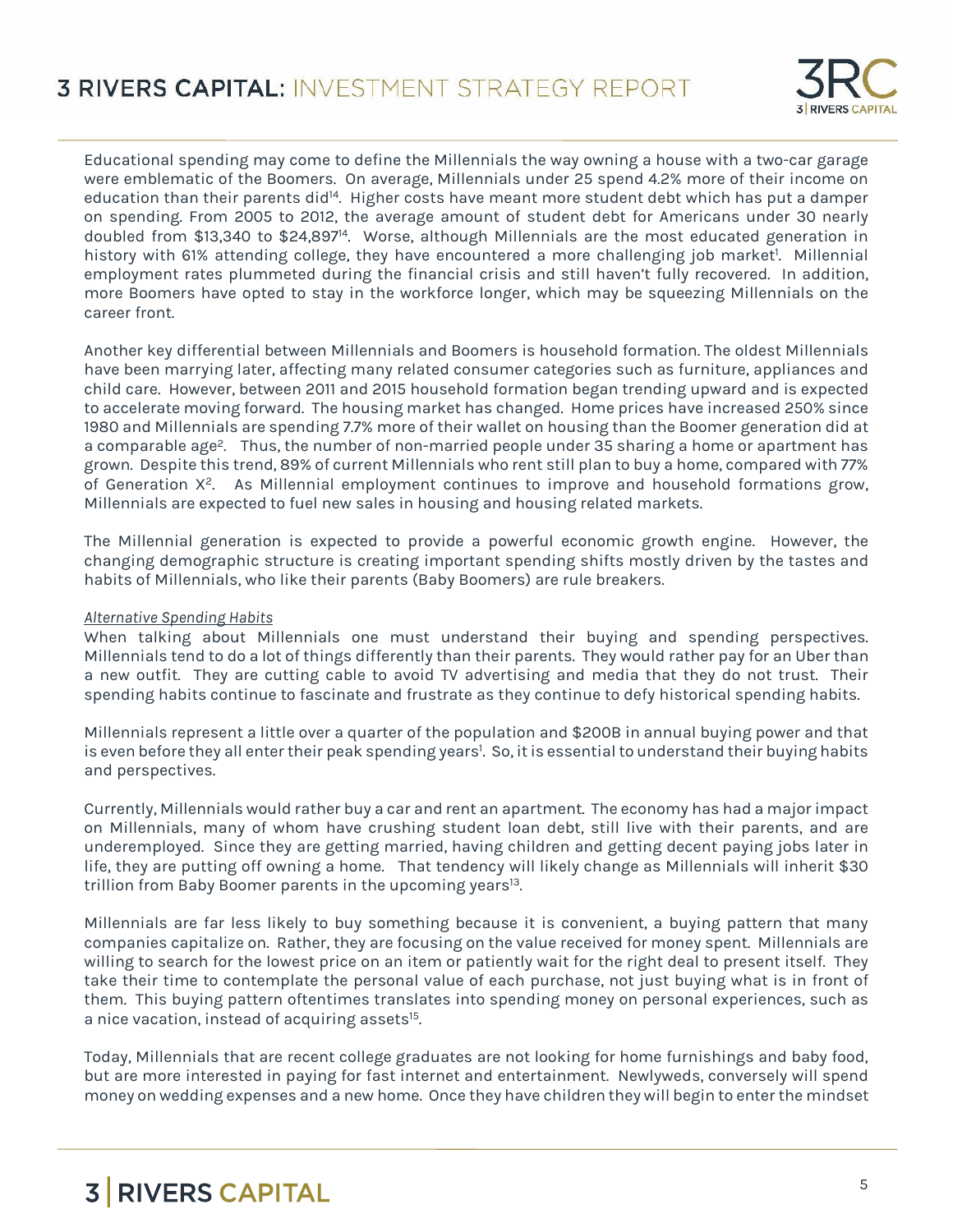Educational spending may come to define the Millennials the way owning a house with a two-car garage were emblematic of the Boomers. On average, Millennials under 25 spend 4.2% more of their income on education than their parents did[14]. Higher costs have meant more student debt which has put a damper on spending. From 2005 to 2012, the average amount of student debt for Americans under 30 nearly doubled from $13,340 to $24,897[14]. Worse, although Millennials are the most educated generation in history with 61% attending college, they have encountered a more challenging job market[1]. Millennial employment rates plummeted during the financial crisis and still haven't fully recovered. In addition, more Boomers have opted to stay in the workforce longer, which may be squeezing Millennials on the career front.

Another key differential between Millennials and Boomers is household formation. The oldest Millennials have been marrying later, affecting many related consumer categories such as furniture, appliances and child care. However, between 2011 and 2015 household formation began trending upward and is expected to accelerate moving forward. The housing market has changed. Home prices have increased 250% since 1980 and Millennials are spending 7.7% more of their wallet on housing than the Boomer generation did at a comparable age[2]. Thus, the number of non-married people under 35 sharing a home or apartment has grown. Despite this trend, 89% of current Millennials who rent still plan to buy a home, compared with 77% of Generation X[2]. As Millennial employment continues to improve and household formations grow, Millennials are expected to fuel new sales in housing and housing related markets.

The Millennial generation is expected to provide a powerful economic growth engine. However, the changing demographic structure is creating important spending shifts mostly driven by the tastes and habits of Millennials, who like their parents (Baby Boomers) are rule breakers.

*Alternative Spending Habits*

When talking about Millennials one must understand their buying and spending perspectives. Millennials tend to do a lot of things differently than their parents. They would rather pay for an Uber than a new outfit. They are cutting cable to avoid TV advertising and media that they do not trust. Their spending habits continue to fascinate and frustrate as they continue to defy historical spending habits.

Millennials represent a little over a quarter of the population and $200B in annual buying power and that is even before they all enter their peak spending years[1]. So, it is essential to understand their buying habits and perspectives.

Currently, Millennials would rather buy a car and rent an apartment. The economy has had a major impact on Millennials, many of whom have crushing student loan debt, still live with their parents, and are underemployed. Since they are getting married, having children and getting decent paying jobs later in life, they are putting off owning a home. That tendency will likely change as Millennials will inherit $30 trillion from Baby Boomer parents in the upcoming years[13].

Millennials are far less likely to buy something because it is convenient, a buying pattern that many companies capitalize on. Rather, they are focusing on the value received for money spent. Millennials are willing to search for the lowest price on an item or patiently wait for the right deal to present itself. They take their time to contemplate the personal value of each purchase, not just buying what is in front of them. This buying pattern oftentimes translates into spending money on personal experiences, such as a nice vacation, instead of acquiring assets[15].

Today, Millennials that are recent college graduates are not looking for home furnishings and baby food, but are more interested in paying for fast internet and entertainment. Newlyweds, conversely will spend money on wedding expenses and a new home. Once they have children they will begin to enter the mindset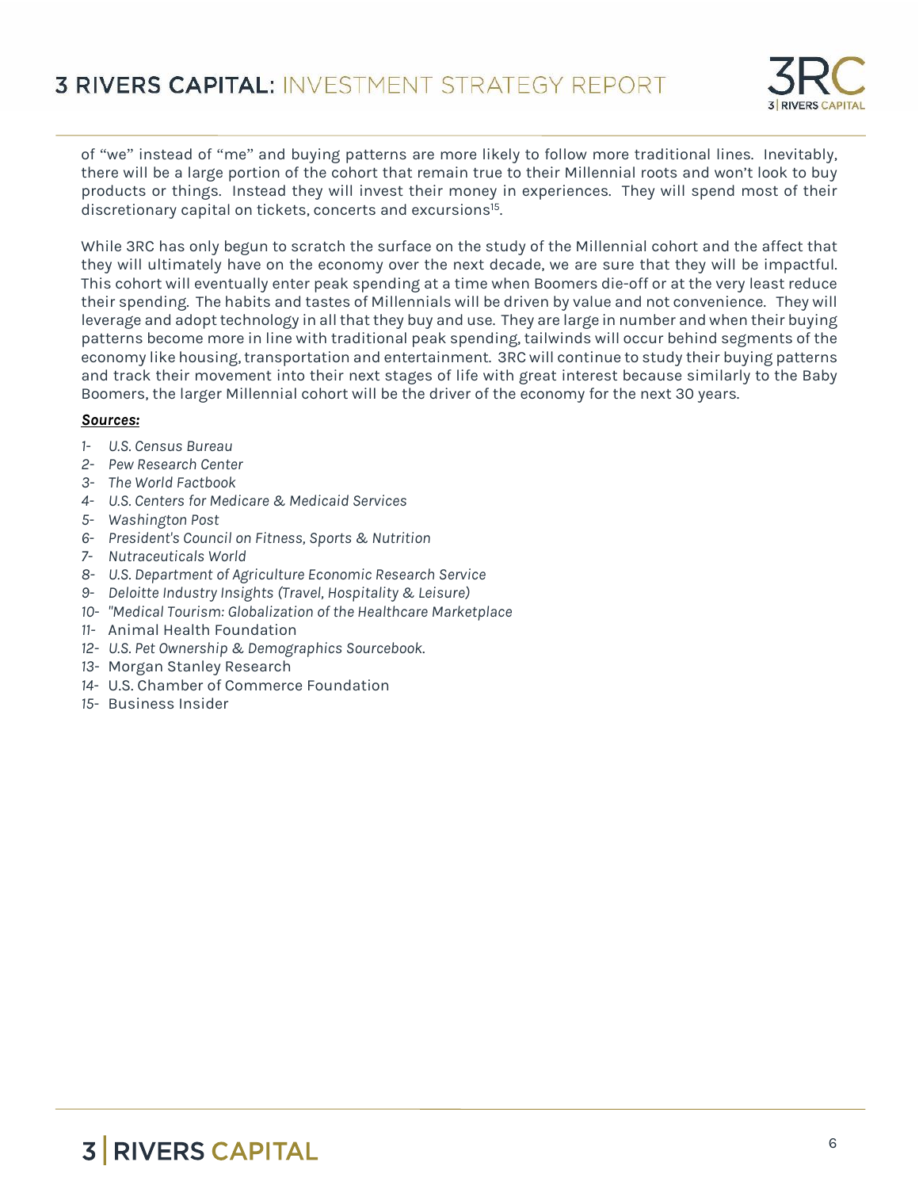of "we" instead of "me" and buying patterns are more likely to follow more traditional lines. Inevitably, there will be a large portion of the cohort that remain true to their Millennial roots and won't look to buy products or things. Instead they will invest their money in experiences. They will spend most of their discretionary capital on tickets, concerts and excursions[15].

While 3RC has only begun to scratch the surface on the study of the Millennial cohort and the affect that they will ultimately have on the economy over the next decade, we are sure that they will be impactful. This cohort will eventually enter peak spending at a time when Boomers die-off or at the very least reduce their spending. The habits and tastes of Millennials will be driven by value and not convenience. They will leverage and adopt technology in all that they buy and use. They are large in number and when their buying patterns become more in line with traditional peak spending, tailwinds will occur behind segments of the economy like housing, transportation and entertainment. 3RC will continue to study their buying patterns and track their movement into their next stages of life with great interest because similarly to the Baby Boomers, the larger Millennial cohort will be the driver of the economy for the next 30 years.

***Sources:***

1- *U.S. Census Bureau*
2- *Pew Research Center*
3- *The World Factbook*
4- *U.S. Centers for Medicare & Medicaid Services*
5- *Washington Post*
6- *President's Council on Fitness, Sports & Nutrition*
7- *Nutraceuticals World*
8- *U.S. Department of Agriculture Economic Research Service*
9- *Deloitte Industry Insights (Travel, Hospitality & Leisure)*
10- *"Medical Tourism: Globalization of the Healthcare Marketplace*
11- Animal Health Foundation
12- *U.S. Pet Ownership & Demographics Sourcebook.*
13- Morgan Stanley Research
14- U.S. Chamber of Commerce Foundation
15- Business Insider